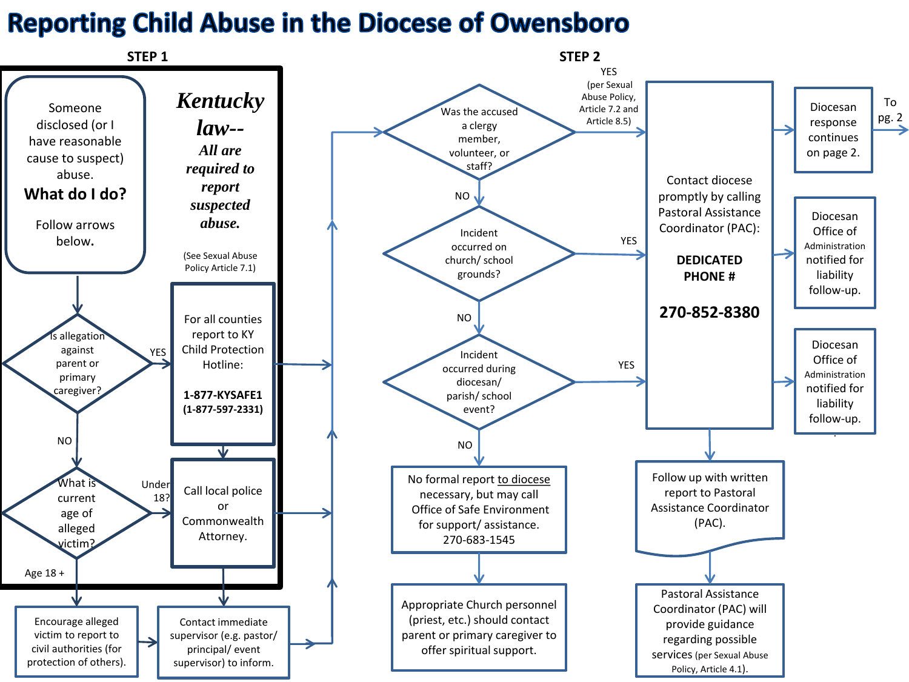# Reporting Child Abuse in the Diocese of Owensboro

## STEP 1

Someone disclosed (or I have reasonable cause to suspect) abuse.

**What do I do?**

Follow arrows below.

***Kentucky law--***

***All are required to report suspected abuse.***

(See Sexual Abuse Policy Article 7.1)

Is allegation against parent or primary caregiver?

- YES → For all counties report to KY Child Protection Hotline: **1-877-KYSAFE1 (1-877-597-2331)**
- NO → What is current age of alleged victim?
  - Under 18? → Call local police or Commonwealth Attorney.
  - Age 18 + → Encourage alleged victim to report to civil authorities (for protection of others).

Contact immediate supervisor (e.g. pastor/ principal/ event supervisor) to inform.

## STEP 2

Was the accused a clergy member, volunteer, or staff?

- YES (per Sexual Abuse Policy, Article 7.2 and Article 8.5) → Contact diocese
- NO → Incident occurred on church/ school grounds?
  - YES → Contact diocese
  - NO → Incident occurred during diocesan/ parish/ school event?
    - YES → Contact diocese
    - NO → No formal report to diocese necessary, but may call Office of Safe Environment for support/ assistance. 270-683-1545
      - Appropriate Church personnel (priest, etc.) should contact parent or primary caregiver to offer spiritual support.

Contact diocese promptly by calling Pastoral Assistance Coordinator (PAC):

**DEDICATED PHONE #**

**270-852-8380**

- Diocesan response continues on page 2. → To pg. 2
- Diocesan Office of Administration notified for liability follow-up.
- Diocesan Office of Administration notified for liability follow-up.

Follow up with written report to Pastoral Assistance Coordinator (PAC).

Pastoral Assistance Coordinator (PAC) will provide guidance regarding possible services (per Sexual Abuse Policy, Article 4.1).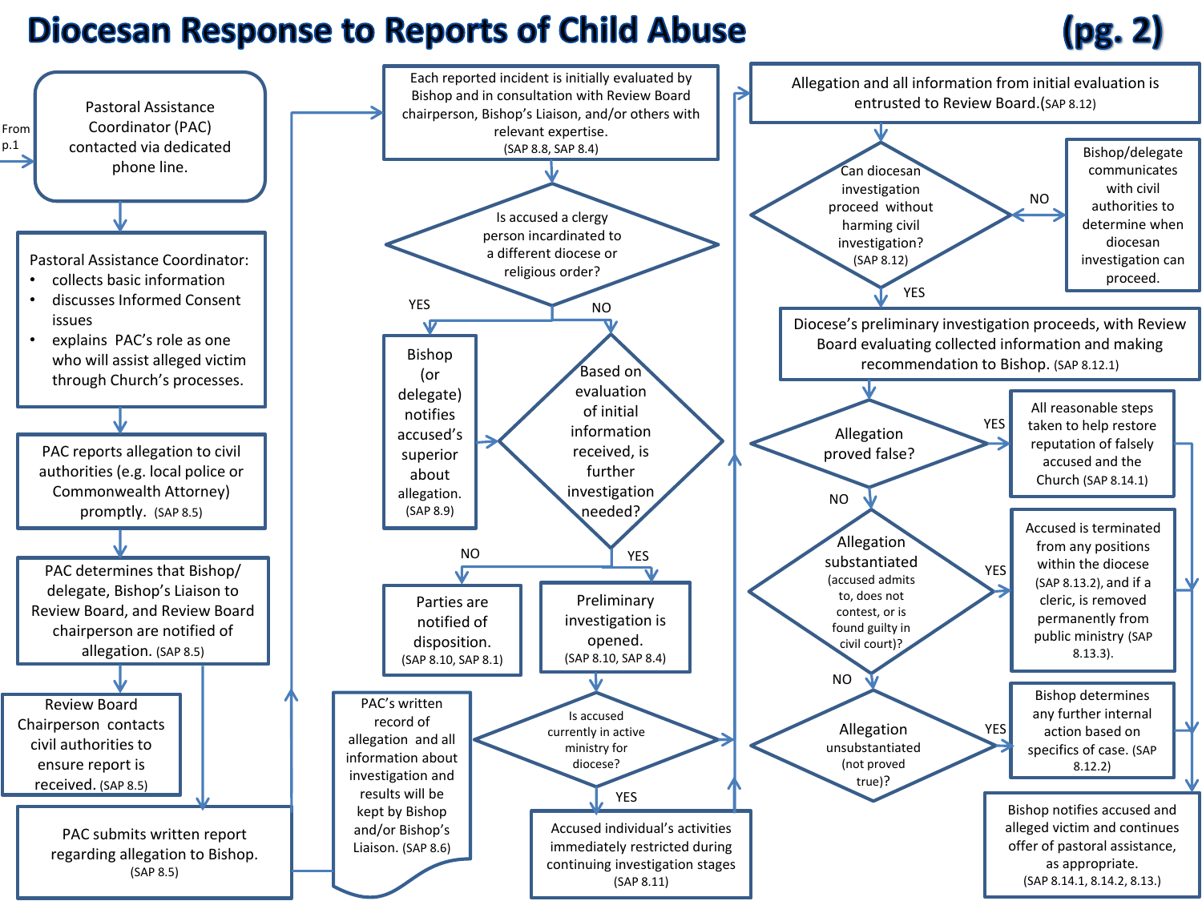# Diocesan Response to Reports of Child Abuse

(pg. 2)

From p.1

Pastoral Assistance Coordinator (PAC) contacted via dedicated phone line.

Pastoral Assistance Coordinator:

- collects basic information
- discusses Informed Consent issues
- explains PAC's role as one who will assist alleged victim through Church's processes.

PAC reports allegation to civil authorities (e.g. local police or Commonwealth Attorney) promptly. (SAP 8.5)

PAC determines that Bishop/ delegate, Bishop's Liaison to Review Board, and Review Board chairperson are notified of allegation. (SAP 8.5)

Review Board Chairperson contacts civil authorities to ensure report is received. (SAP 8.5)

PAC submits written report regarding allegation to Bishop. (SAP 8.5)

Each reported incident is initially evaluated by Bishop and in consultation with Review Board chairperson, Bishop's Liaison, and/or others with relevant expertise. (SAP 8.8, SAP 8.4)

Is accused a clergy person incardinated to a different diocese or religious order?

YES

Bishop (or delegate) notifies accused's superior about allegation. (SAP 8.9)

NO

Based on evaluation of initial information received, is further investigation needed?

NO

Parties are notified of disposition. (SAP 8.10, SAP 8.1)

YES

Preliminary investigation is opened. (SAP 8.10, SAP 8.4)

Is accused currently in active ministry for diocese?

YES

Accused individual's activities immediately restricted during continuing investigation stages (SAP 8.11)

PAC's written record of allegation and all information about investigation and results will be kept by Bishop and/or Bishop's Liaison. (SAP 8.6)

Allegation and all information from initial evaluation is entrusted to Review Board. (SAP 8.12)

Can diocesan investigation proceed without harming civil investigation? (SAP 8.12)

NO

Bishop/delegate communicates with civil authorities to determine when diocesan investigation can proceed.

YES

Diocese's preliminary investigation proceeds, with Review Board evaluating collected information and making recommendation to Bishop. (SAP 8.12.1)

Allegation proved false?

YES

All reasonable steps taken to help restore reputation of falsely accused and the Church (SAP 8.14.1)

NO

Allegation substantiated (accused admits to, does not contest, or is found guilty in civil court)?

YES

Accused is terminated from any positions within the diocese (SAP 8.13.2), and if a cleric, is removed permanently from public ministry (SAP 8.13.3).

NO

Allegation unsubstantiated (not proved true)?

YES

Bishop determines any further internal action based on specifics of case. (SAP 8.12.2)

Bishop notifies accused and alleged victim and continues offer of pastoral assistance, as appropriate. (SAP 8.14.1, 8.14.2, 8.13.)